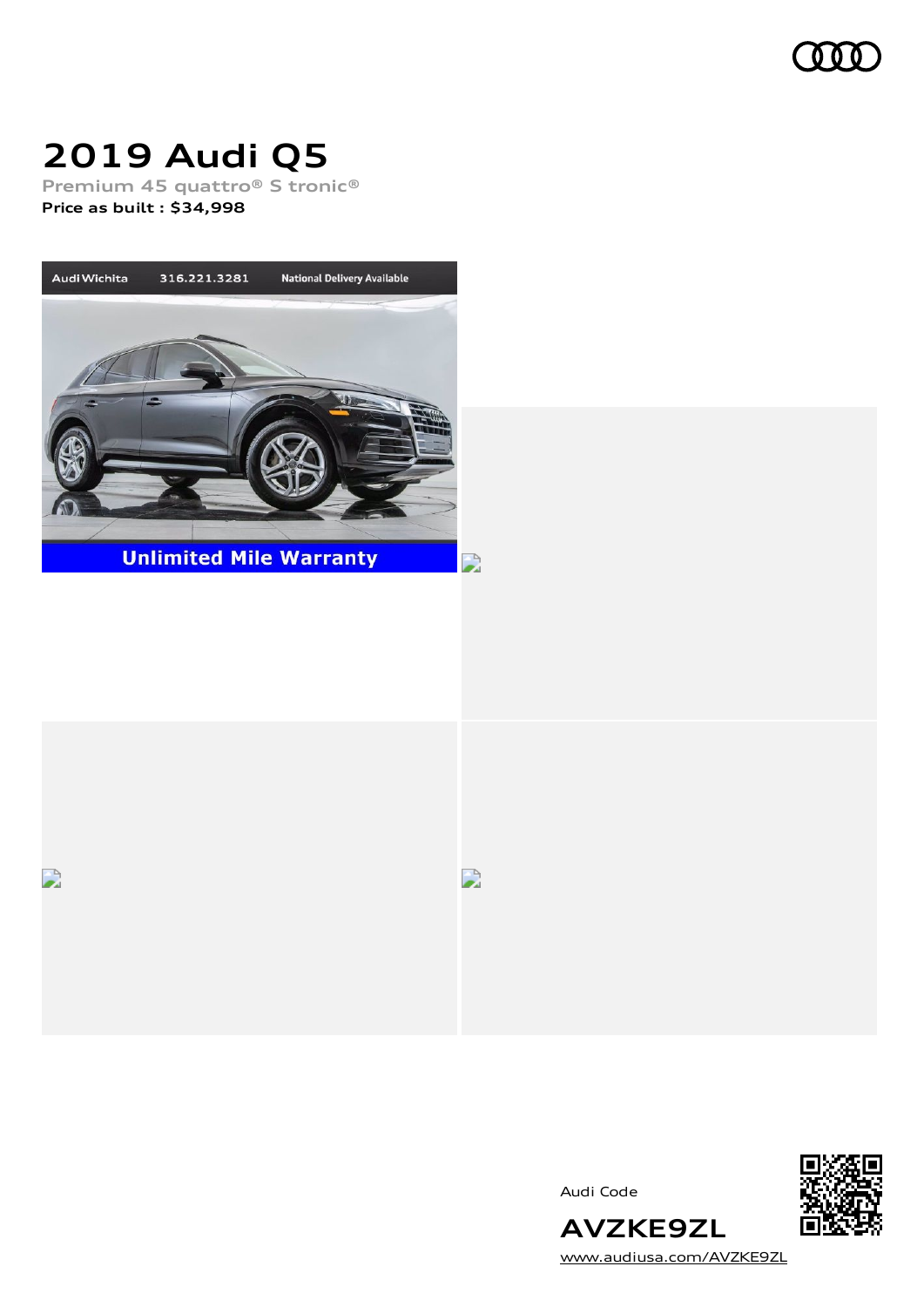# 2019 Audi Q5

Premium 45 quattro® S tronic®

**Price as built : $34,998**

Audi Code

**AVZKE9ZL**

www.audiusa.com/AVZKE9ZL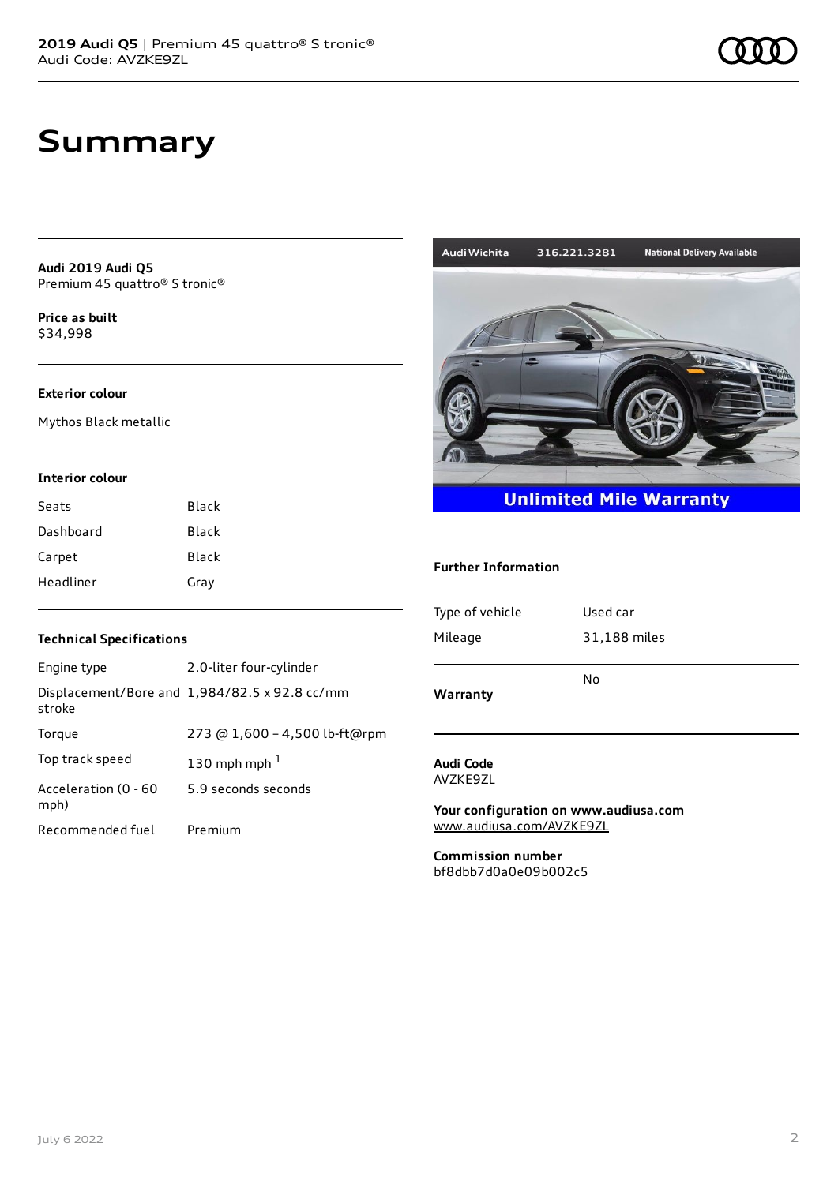# Summary

**Audi 2019 Audi Q5**
Premium 45 quattro® S tronic®

**Price as built**
$34,998

### Exterior colour

Mythos Black metallic

### Interior colour

| | |
|---|---|
| Seats | Black |
| Dashboard | Black |
| Carpet | Black |
| Headliner | Gray |

### Technical Specifications

| | |
|---|---|
| Engine type | 2.0-liter four-cylinder |
| Displacement/Bore and stroke | 1,984/82.5 x 92.8 cc/mm |
| Torque | 273 @ 1,600 – 4,500 lb-ft@rpm |
| Top track speed | 130 mph mph [1] |
| Acceleration (0 - 60 mph) | 5.9 seconds seconds |
| Recommended fuel | Premium |

Audi Wichita 316.221.3281 National Delivery Available

Unlimited Mile Warranty

### Further Information

| | |
|---|---|
| Type of vehicle | Used car |
| Mileage | 31,188 miles |
| Warranty | No |

**Audi Code**
AVZKE9ZL

**Your configuration on www.audiusa.com**
www.audiusa.com/AVZKE9ZL

**Commission number**
bf8dbb7d0a0e09b002c5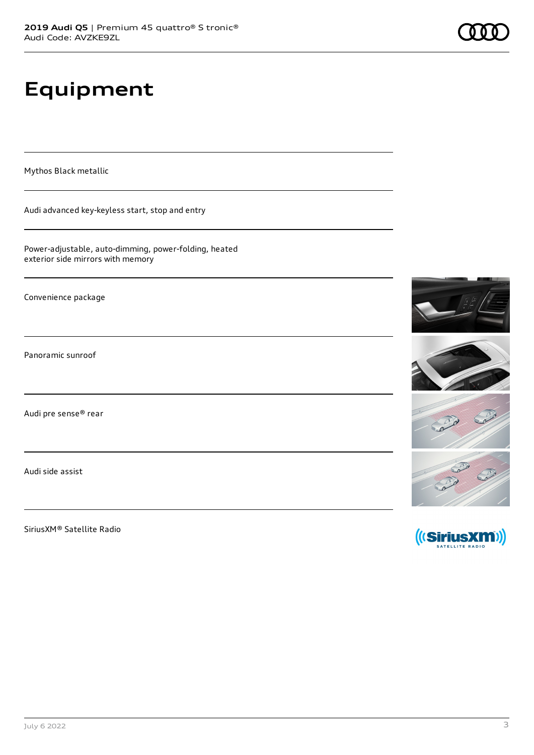# Equipment

Mythos Black metallic

Audi advanced key-keyless start, stop and entry

Power-adjustable, auto-dimming, power-folding, heated exterior side mirrors with memory

Convenience package

Panoramic sunroof

Audi pre sense® rear

Audi side assist

SiriusXM® Satellite Radio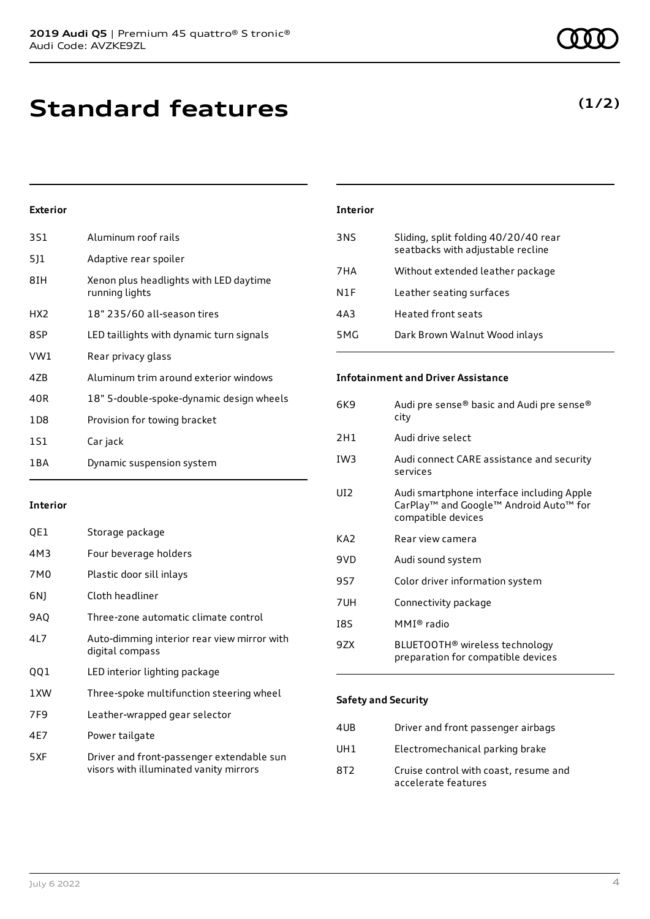# Standard features

**(1/2)**

### Exterior

| | |
|---|---|
| 3S1 | Aluminum roof rails |
| 5J1 | Adaptive rear spoiler |
| 8IH | Xenon plus headlights with LED daytime running lights |
| HX2 | 18" 235/60 all-season tires |
| 8SP | LED taillights with dynamic turn signals |
| VW1 | Rear privacy glass |
| 4ZB | Aluminum trim around exterior windows |
| 40R | 18" 5-double-spoke-dynamic design wheels |
| 1D8 | Provision for towing bracket |
| 1S1 | Car jack |
| 1BA | Dynamic suspension system |

### Interior

| | |
|---|---|
| QE1 | Storage package |
| 4M3 | Four beverage holders |
| 7M0 | Plastic door sill inlays |
| 6NJ | Cloth headliner |
| 9AQ | Three-zone automatic climate control |
| 4L7 | Auto-dimming interior rear view mirror with digital compass |
| QQ1 | LED interior lighting package |
| 1XW | Three-spoke multifunction steering wheel |
| 7F9 | Leather-wrapped gear selector |
| 4E7 | Power tailgate |
| 5XF | Driver and front-passenger extendable sun visors with illuminated vanity mirrors |

### Interior

| | |
|---|---|
| 3NS | Sliding, split folding 40/20/40 rear seatbacks with adjustable recline |
| 7HA | Without extended leather package |
| N1F | Leather seating surfaces |
| 4A3 | Heated front seats |
| 5MG | Dark Brown Walnut Wood inlays |

### Infotainment and Driver Assistance

| | |
|---|---|
| 6K9 | Audi pre sense® basic and Audi pre sense® city |
| 2H1 | Audi drive select |
| IW3 | Audi connect CARE assistance and security services |
| UI2 | Audi smartphone interface including Apple CarPlay™ and Google™ Android Auto™ for compatible devices |
| KA2 | Rear view camera |
| 9VD | Audi sound system |
| 9S7 | Color driver information system |
| 7UH | Connectivity package |
| I8S | MMI® radio |
| 9ZX | BLUETOOTH® wireless technology preparation for compatible devices |

### Safety and Security

| | |
|---|---|
| 4UB | Driver and front passenger airbags |
| UH1 | Electromechanical parking brake |
| 8T2 | Cruise control with coast, resume and accelerate features |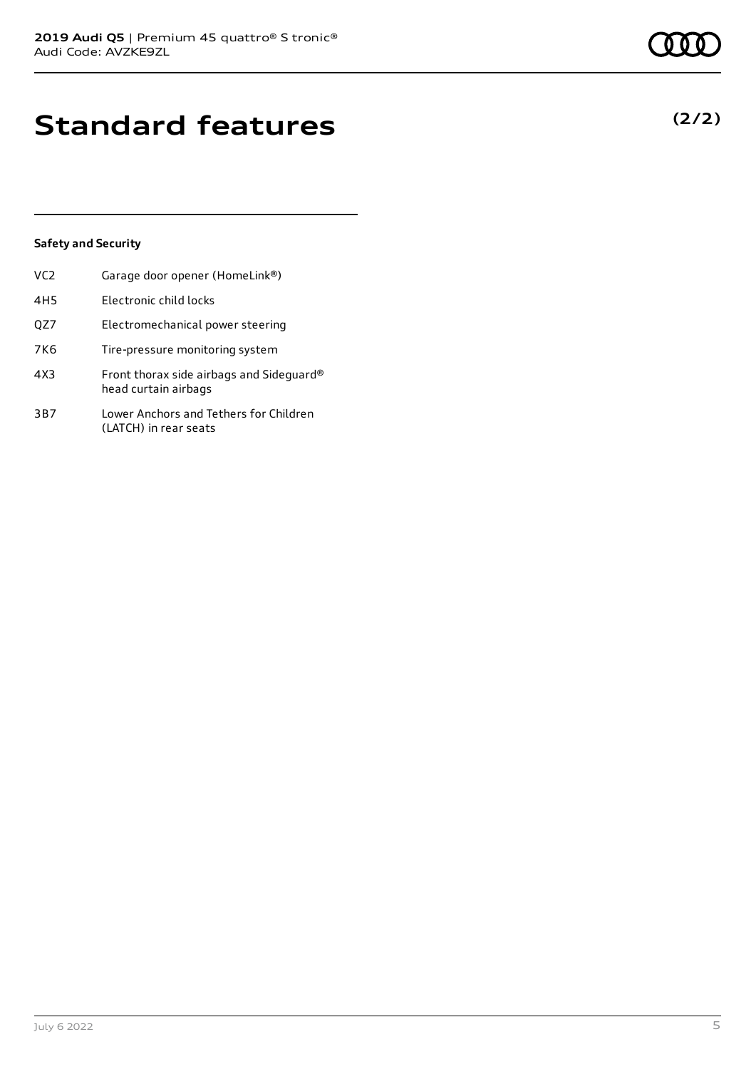# Standard features

**(2/2)**

### Safety and Security

| | |
|---|---|
| VC2 | Garage door opener (HomeLink®) |
| 4H5 | Electronic child locks |
| QZ7 | Electromechanical power steering |
| 7K6 | Tire-pressure monitoring system |
| 4X3 | Front thorax side airbags and Sideguard® head curtain airbags |
| 3B7 | Lower Anchors and Tethers for Children (LATCH) in rear seats |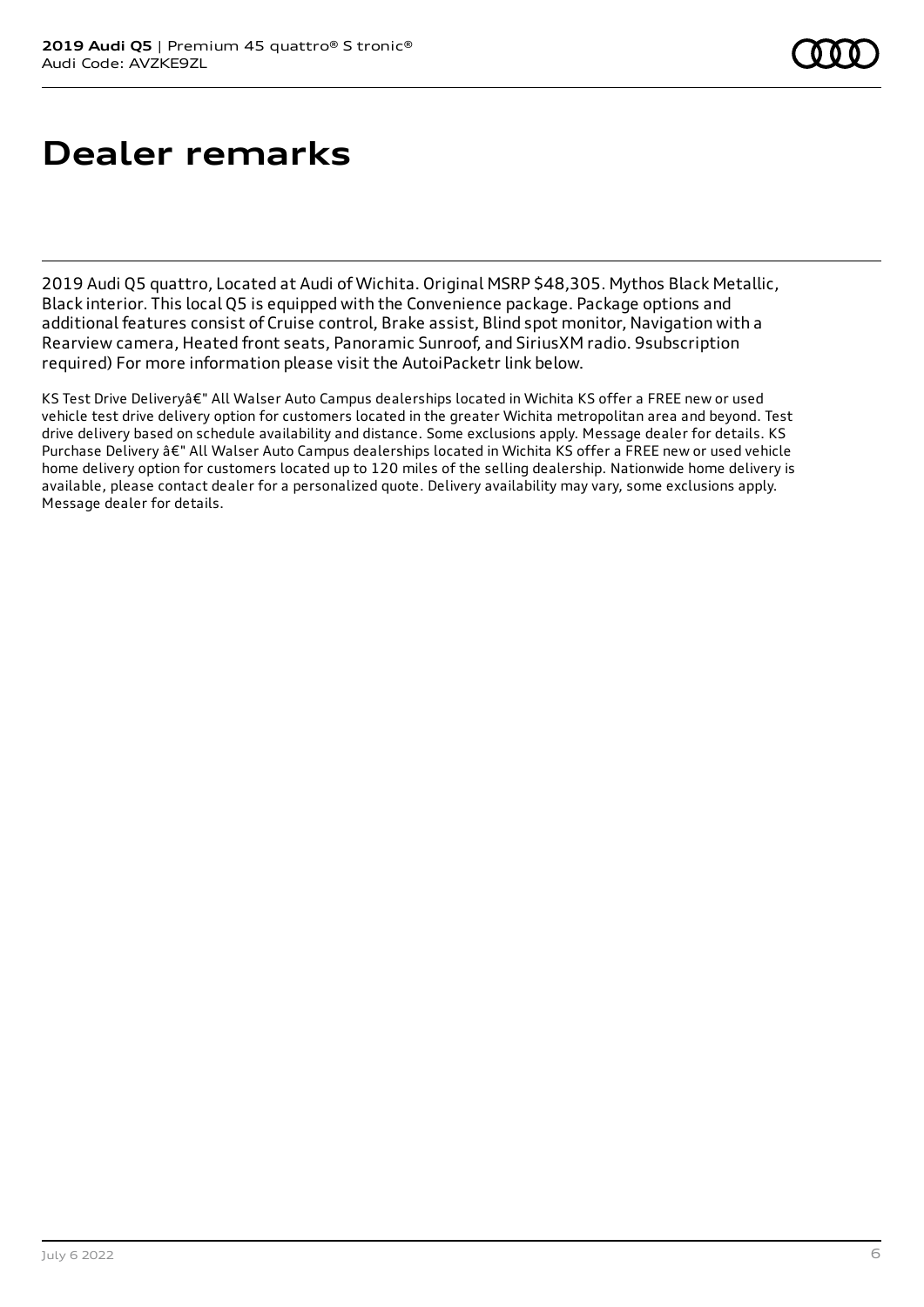# Dealer remarks

2019 Audi Q5 quattro, Located at Audi of Wichita. Original MSRP $48,305. Mythos Black Metallic, Black interior. This local Q5 is equipped with the Convenience package. Package options and additional features consist of Cruise control, Brake assist, Blind spot monitor, Navigation with a Rearview camera, Heated front seats, Panoramic Sunroof, and SiriusXM radio. 9subscription required) For more information please visit the AutoiPacketr link below.

KS Test Drive Deliveryâ€" All Walser Auto Campus dealerships located in Wichita KS offer a FREE new or used vehicle test drive delivery option for customers located in the greater Wichita metropolitan area and beyond. Test drive delivery based on schedule availability and distance. Some exclusions apply. Message dealer for details. KS Purchase Delivery â€" All Walser Auto Campus dealerships located in Wichita KS offer a FREE new or used vehicle home delivery option for customers located up to 120 miles of the selling dealership. Nationwide home delivery is available, please contact dealer for a personalized quote. Delivery availability may vary, some exclusions apply. Message dealer for details.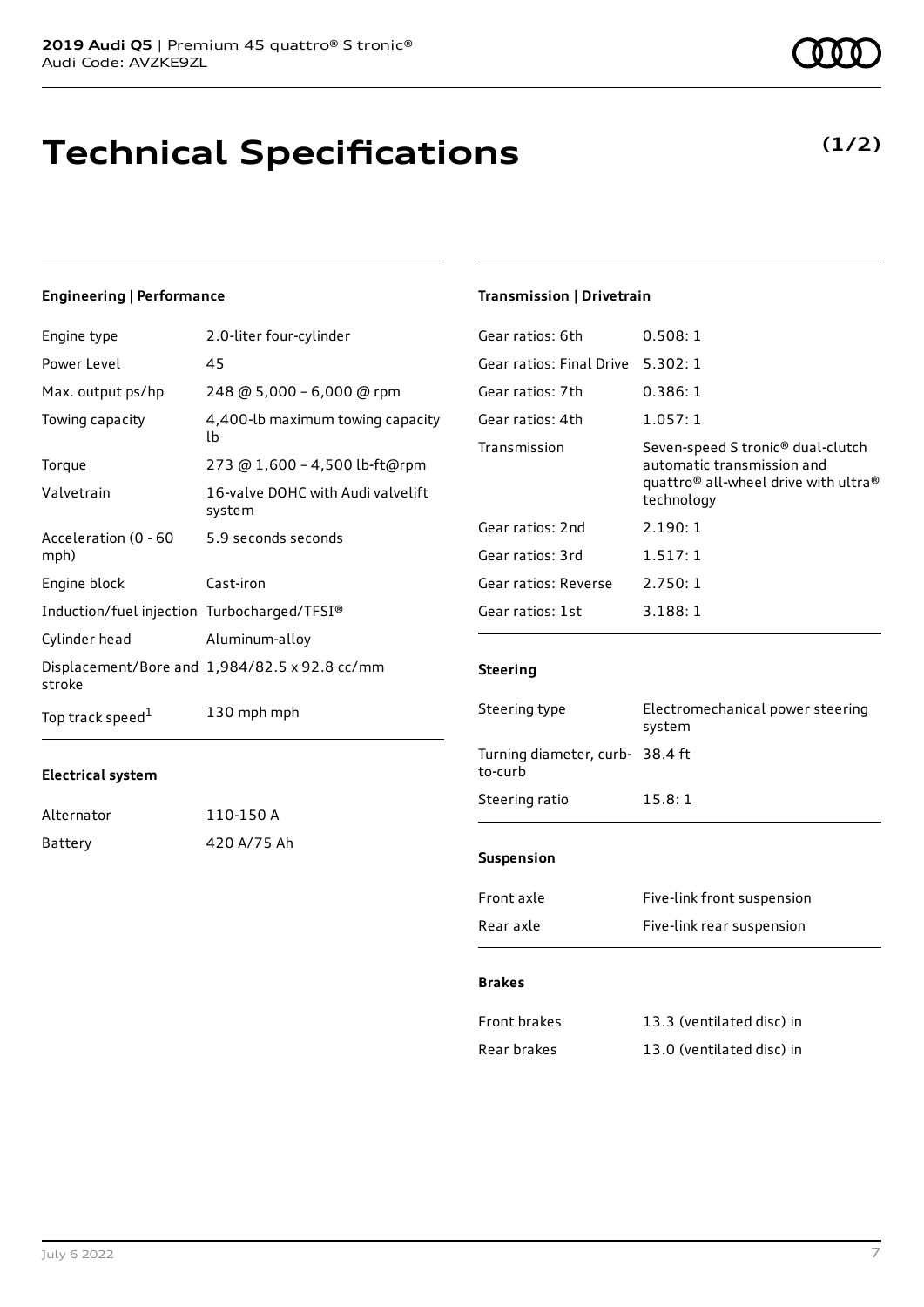# Technical Specifications

**(1/2)**

## Engineering | Performance

| | |
|---|---|
| Engine type | 2.0-liter four-cylinder |
| Power Level | 45 |
| Max. output ps/hp | 248 @ 5,000 – 6,000 @ rpm |
| Towing capacity | 4,400-lb maximum towing capacity lb |
| Torque | 273 @ 1,600 – 4,500 lb-ft@rpm |
| Valvetrain | 16-valve DOHC with Audi valvelift system |
| Acceleration (0 - 60 mph) | 5.9 seconds seconds |
| Engine block | Cast-iron |
| Induction/fuel injection | Turbocharged/TFSI® |
| Cylinder head | Aluminum-alloy |
| Displacement/Bore and stroke | 1,984/82.5 x 92.8 cc/mm |
| Top track speed[1] | 130 mph mph |

## Electrical system

| | |
|---|---|
| Alternator | 110-150 A |
| Battery | 420 A/75 Ah |

## Transmission | Drivetrain

| | |
|---|---|
| Gear ratios: 6th | 0.508: 1 |
| Gear ratios: Final Drive | 5.302: 1 |
| Gear ratios: 7th | 0.386: 1 |
| Gear ratios: 4th | 1.057: 1 |
| Transmission | Seven-speed S tronic® dual-clutch automatic transmission and quattro® all-wheel drive with ultra® technology |
| Gear ratios: 2nd | 2.190: 1 |
| Gear ratios: 3rd | 1.517: 1 |
| Gear ratios: Reverse | 2.750: 1 |
| Gear ratios: 1st | 3.188: 1 |

## Steering

| | |
|---|---|
| Steering type | Electromechanical power steering system |
| Turning diameter, curb-to-curb | 38.4 ft |
| Steering ratio | 15.8: 1 |

## Suspension

| | |
|---|---|
| Front axle | Five-link front suspension |
| Rear axle | Five-link rear suspension |

## Brakes

| | |
|---|---|
| Front brakes | 13.3 (ventilated disc) in |
| Rear brakes | 13.0 (ventilated disc) in |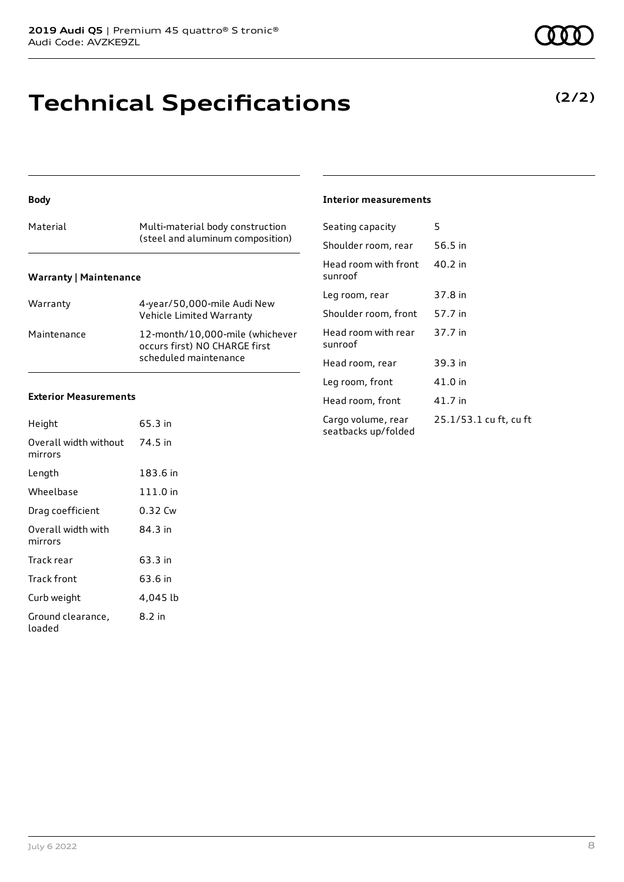# Technical Specifications

**(2/2)**

### Body

| | |
|---|---|
| Material | Multi-material body construction (steel and aluminum composition) |

### Warranty | Maintenance

| | |
|---|---|
| Warranty | 4-year/50,000-mile Audi New Vehicle Limited Warranty |
| Maintenance | 12-month/10,000-mile (whichever occurs first) NO CHARGE first scheduled maintenance |

### Exterior Measurements

| | |
|---|---|
| Height | 65.3 in |
| Overall width without mirrors | 74.5 in |
| Length | 183.6 in |
| Wheelbase | 111.0 in |
| Drag coefficient | 0.32 Cw |
| Overall width with mirrors | 84.3 in |
| Track rear | 63.3 in |
| Track front | 63.6 in |
| Curb weight | 4,045 lb |
| Ground clearance, loaded | 8.2 in |

### Interior measurements

| | |
|---|---|
| Seating capacity | 5 |
| Shoulder room, rear | 56.5 in |
| Head room with front sunroof | 40.2 in |
| Leg room, rear | 37.8 in |
| Shoulder room, front | 57.7 in |
| Head room with rear sunroof | 37.7 in |
| Head room, rear | 39.3 in |
| Leg room, front | 41.0 in |
| Head room, front | 41.7 in |
| Cargo volume, rear seatbacks up/folded | 25.1/53.1 cu ft, cu ft |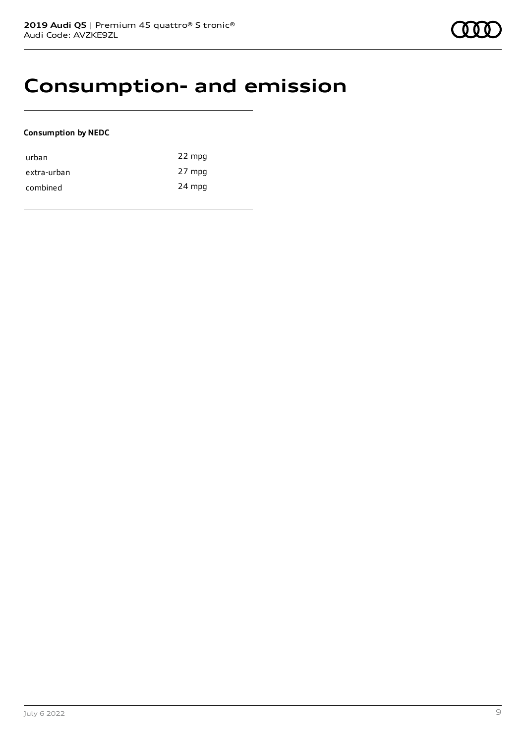# Consumption- and emission

**Consumption by NEDC**

| | |
|---|---|
| urban | 22 mpg |
| extra-urban | 27 mpg |
| combined | 24 mpg |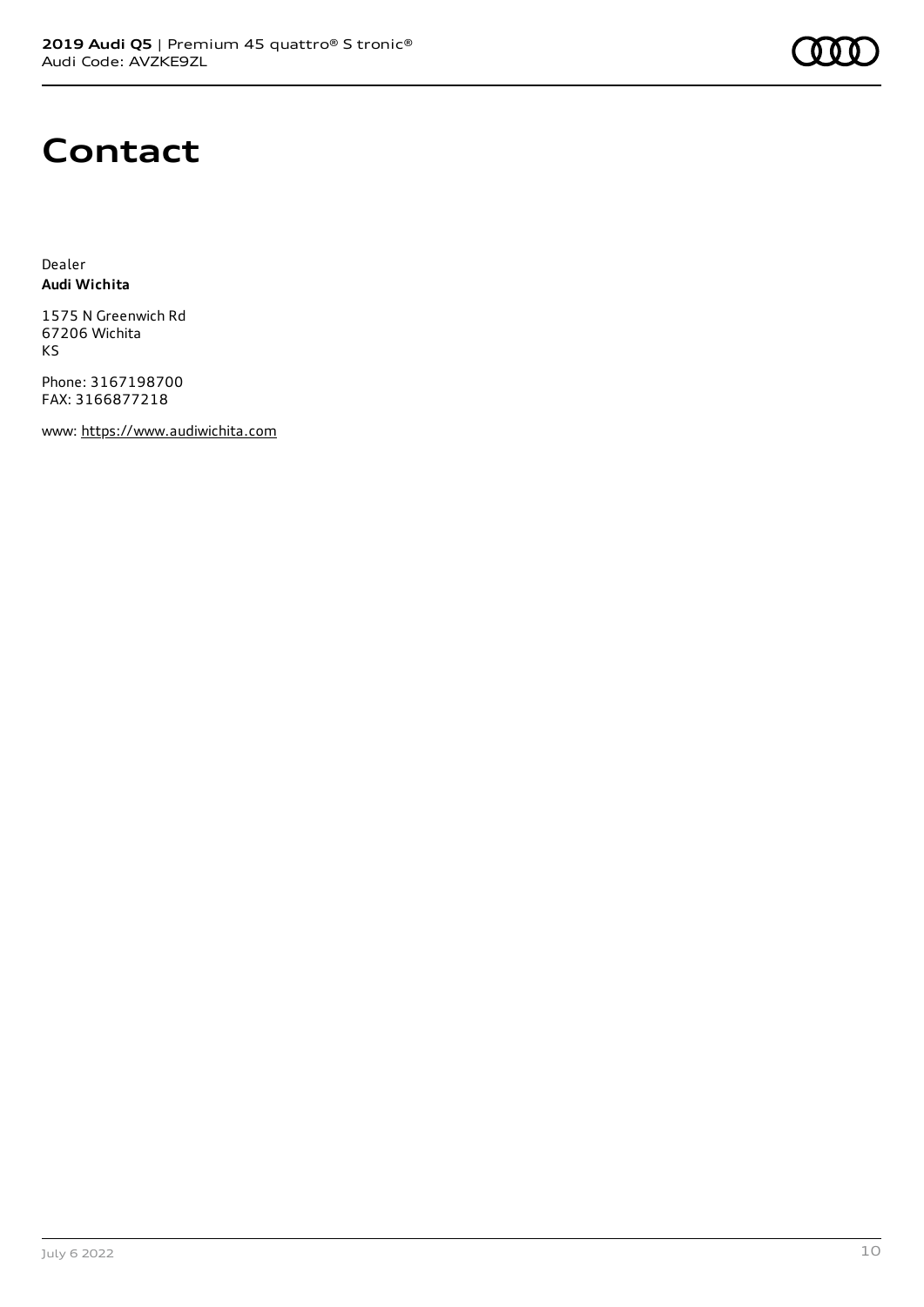# Contact

Dealer
**Audi Wichita**

1575 N Greenwich Rd
67206 Wichita
KS

Phone: 3167198700
FAX: 3166877218

www: https://www.audiwichita.com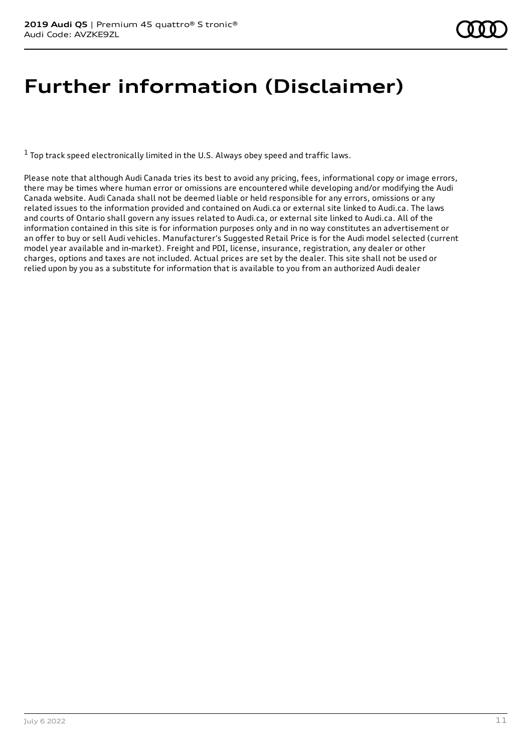# Further information (Disclaimer)

[1] Top track speed electronically limited in the U.S. Always obey speed and traffic laws.

Please note that although Audi Canada tries its best to avoid any pricing, fees, informational copy or image errors, there may be times where human error or omissions are encountered while developing and/or modifying the Audi Canada website. Audi Canada shall not be deemed liable or held responsible for any errors, omissions or any related issues to the information provided and contained on Audi.ca or external site linked to Audi.ca. The laws and courts of Ontario shall govern any issues related to Audi.ca, or external site linked to Audi.ca. All of the information contained in this site is for information purposes only and in no way constitutes an advertisement or an offer to buy or sell Audi vehicles. Manufacturer's Suggested Retail Price is for the Audi model selected (current model year available and in-market). Freight and PDI, license, insurance, registration, any dealer or other charges, options and taxes are not included. Actual prices are set by the dealer. This site shall not be used or relied upon by you as a substitute for information that is available to you from an authorized Audi dealer